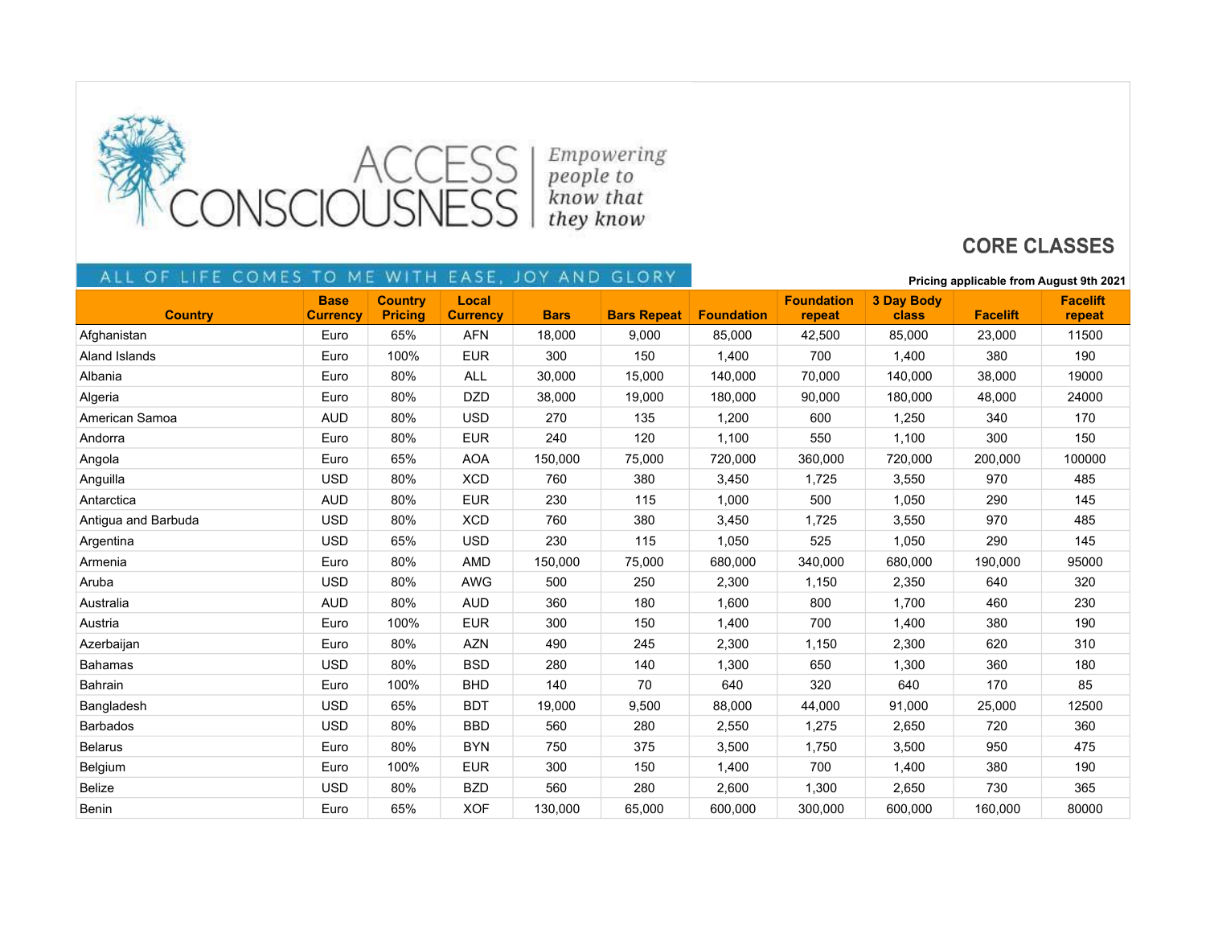ACCESS CONSCIOUSNESS | *Empowering people to know that they know*

ALL OF LIFE COMES TO ME WITH EASE, JOY AND GLORY

## CORE CLASSES

**Pricing applicable from August 9th 2021**

| Country | Base Currency | Country Pricing | Local Currency | Bars | Bars Repeat | Foundation | Foundation repeat | 3 Day Body class | Facelift | Facelift repeat |
|---|---|---|---|---|---|---|---|---|---|---|
| Afghanistan | Euro | 65% | AFN | 18,000 | 9,000 | 85,000 | 42,500 | 85,000 | 23,000 | 11500 |
| Aland Islands | Euro | 100% | EUR | 300 | 150 | 1,400 | 700 | 1,400 | 380 | 190 |
| Albania | Euro | 80% | ALL | 30,000 | 15,000 | 140,000 | 70,000 | 140,000 | 38,000 | 19000 |
| Algeria | Euro | 80% | DZD | 38,000 | 19,000 | 180,000 | 90,000 | 180,000 | 48,000 | 24000 |
| American Samoa | AUD | 80% | USD | 270 | 135 | 1,200 | 600 | 1,250 | 340 | 170 |
| Andorra | Euro | 80% | EUR | 240 | 120 | 1,100 | 550 | 1,100 | 300 | 150 |
| Angola | Euro | 65% | AOA | 150,000 | 75,000 | 720,000 | 360,000 | 720,000 | 200,000 | 100000 |
| Anguilla | USD | 80% | XCD | 760 | 380 | 3,450 | 1,725 | 3,550 | 970 | 485 |
| Antarctica | AUD | 80% | EUR | 230 | 115 | 1,000 | 500 | 1,050 | 290 | 145 |
| Antigua and Barbuda | USD | 80% | XCD | 760 | 380 | 3,450 | 1,725 | 3,550 | 970 | 485 |
| Argentina | USD | 65% | USD | 230 | 115 | 1,050 | 525 | 1,050 | 290 | 145 |
| Armenia | Euro | 80% | AMD | 150,000 | 75,000 | 680,000 | 340,000 | 680,000 | 190,000 | 95000 |
| Aruba | USD | 80% | AWG | 500 | 250 | 2,300 | 1,150 | 2,350 | 640 | 320 |
| Australia | AUD | 80% | AUD | 360 | 180 | 1,600 | 800 | 1,700 | 460 | 230 |
| Austria | Euro | 100% | EUR | 300 | 150 | 1,400 | 700 | 1,400 | 380 | 190 |
| Azerbaijan | Euro | 80% | AZN | 490 | 245 | 2,300 | 1,150 | 2,300 | 620 | 310 |
| Bahamas | USD | 80% | BSD | 280 | 140 | 1,300 | 650 | 1,300 | 360 | 180 |
| Bahrain | Euro | 100% | BHD | 140 | 70 | 640 | 320 | 640 | 170 | 85 |
| Bangladesh | USD | 65% | BDT | 19,000 | 9,500 | 88,000 | 44,000 | 91,000 | 25,000 | 12500 |
| Barbados | USD | 80% | BBD | 560 | 280 | 2,550 | 1,275 | 2,650 | 720 | 360 |
| Belarus | Euro | 80% | BYN | 750 | 375 | 3,500 | 1,750 | 3,500 | 950 | 475 |
| Belgium | Euro | 100% | EUR | 300 | 150 | 1,400 | 700 | 1,400 | 380 | 190 |
| Belize | USD | 80% | BZD | 560 | 280 | 2,600 | 1,300 | 2,650 | 730 | 365 |
| Benin | Euro | 65% | XOF | 130,000 | 65,000 | 600,000 | 300,000 | 600,000 | 160,000 | 80000 |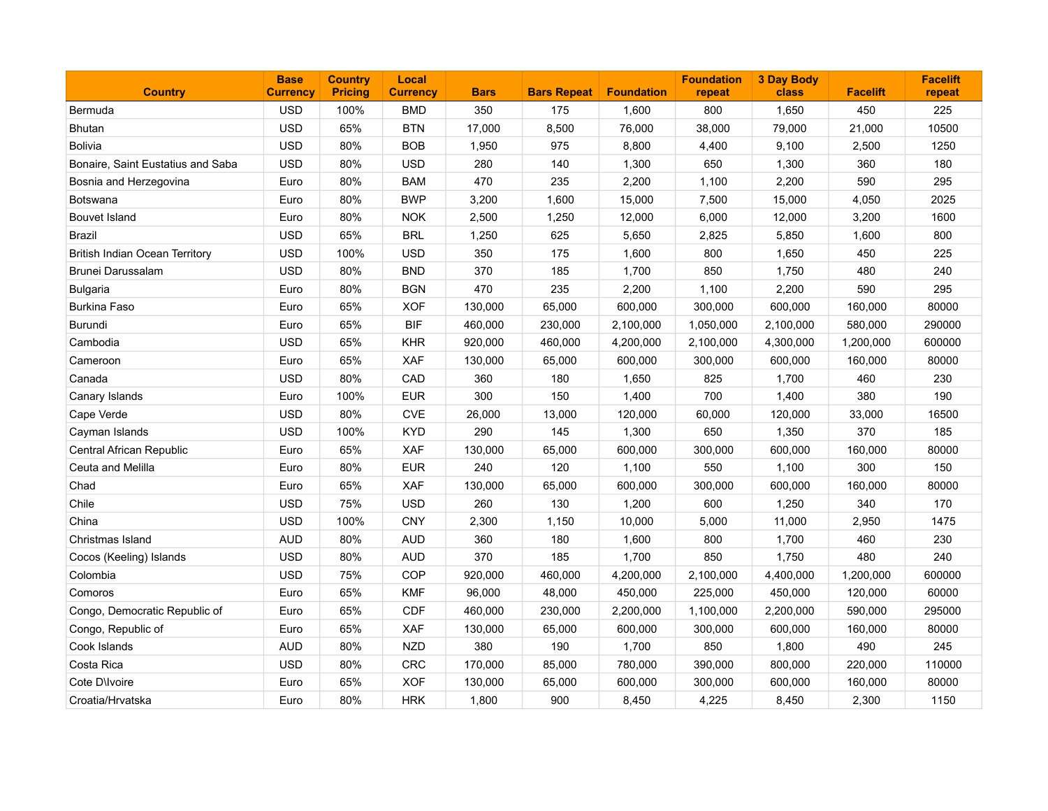| Country | Base Currency | Country Pricing | Local Currency | Bars | Bars Repeat | Foundation | Foundation repeat | 3 Day Body class | Facelift | Facelift repeat |
|---|---|---|---|---|---|---|---|---|---|---|
| Bermuda | USD | 100% | BMD | 350 | 175 | 1,600 | 800 | 1,650 | 450 | 225 |
| Bhutan | USD | 65% | BTN | 17,000 | 8,500 | 76,000 | 38,000 | 79,000 | 21,000 | 10500 |
| Bolivia | USD | 80% | BOB | 1,950 | 975 | 8,800 | 4,400 | 9,100 | 2,500 | 1250 |
| Bonaire, Saint Eustatius and Saba | USD | 80% | USD | 280 | 140 | 1,300 | 650 | 1,300 | 360 | 180 |
| Bosnia and Herzegovina | Euro | 80% | BAM | 470 | 235 | 2,200 | 1,100 | 2,200 | 590 | 295 |
| Botswana | Euro | 80% | BWP | 3,200 | 1,600 | 15,000 | 7,500 | 15,000 | 4,050 | 2025 |
| Bouvet Island | Euro | 80% | NOK | 2,500 | 1,250 | 12,000 | 6,000 | 12,000 | 3,200 | 1600 |
| Brazil | USD | 65% | BRL | 1,250 | 625 | 5,650 | 2,825 | 5,850 | 1,600 | 800 |
| British Indian Ocean Territory | USD | 100% | USD | 350 | 175 | 1,600 | 800 | 1,650 | 450 | 225 |
| Brunei Darussalam | USD | 80% | BND | 370 | 185 | 1,700 | 850 | 1,750 | 480 | 240 |
| Bulgaria | Euro | 80% | BGN | 470 | 235 | 2,200 | 1,100 | 2,200 | 590 | 295 |
| Burkina Faso | Euro | 65% | XOF | 130,000 | 65,000 | 600,000 | 300,000 | 600,000 | 160,000 | 80000 |
| Burundi | Euro | 65% | BIF | 460,000 | 230,000 | 2,100,000 | 1,050,000 | 2,100,000 | 580,000 | 290000 |
| Cambodia | USD | 65% | KHR | 920,000 | 460,000 | 4,200,000 | 2,100,000 | 4,300,000 | 1,200,000 | 600000 |
| Cameroon | Euro | 65% | XAF | 130,000 | 65,000 | 600,000 | 300,000 | 600,000 | 160,000 | 80000 |
| Canada | USD | 80% | CAD | 360 | 180 | 1,650 | 825 | 1,700 | 460 | 230 |
| Canary Islands | Euro | 100% | EUR | 300 | 150 | 1,400 | 700 | 1,400 | 380 | 190 |
| Cape Verde | USD | 80% | CVE | 26,000 | 13,000 | 120,000 | 60,000 | 120,000 | 33,000 | 16500 |
| Cayman Islands | USD | 100% | KYD | 290 | 145 | 1,300 | 650 | 1,350 | 370 | 185 |
| Central African Republic | Euro | 65% | XAF | 130,000 | 65,000 | 600,000 | 300,000 | 600,000 | 160,000 | 80000 |
| Ceuta and Melilla | Euro | 80% | EUR | 240 | 120 | 1,100 | 550 | 1,100 | 300 | 150 |
| Chad | Euro | 65% | XAF | 130,000 | 65,000 | 600,000 | 300,000 | 600,000 | 160,000 | 80000 |
| Chile | USD | 75% | USD | 260 | 130 | 1,200 | 600 | 1,250 | 340 | 170 |
| China | USD | 100% | CNY | 2,300 | 1,150 | 10,000 | 5,000 | 11,000 | 2,950 | 1475 |
| Christmas Island | AUD | 80% | AUD | 360 | 180 | 1,600 | 800 | 1,700 | 460 | 230 |
| Cocos (Keeling) Islands | USD | 80% | AUD | 370 | 185 | 1,700 | 850 | 1,750 | 480 | 240 |
| Colombia | USD | 75% | COP | 920,000 | 460,000 | 4,200,000 | 2,100,000 | 4,400,000 | 1,200,000 | 600000 |
| Comoros | Euro | 65% | KMF | 96,000 | 48,000 | 450,000 | 225,000 | 450,000 | 120,000 | 60000 |
| Congo, Democratic Republic of | Euro | 65% | CDF | 460,000 | 230,000 | 2,200,000 | 1,100,000 | 2,200,000 | 590,000 | 295000 |
| Congo, Republic of | Euro | 65% | XAF | 130,000 | 65,000 | 600,000 | 300,000 | 600,000 | 160,000 | 80000 |
| Cook Islands | AUD | 80% | NZD | 380 | 190 | 1,700 | 850 | 1,800 | 490 | 245 |
| Costa Rica | USD | 80% | CRC | 170,000 | 85,000 | 780,000 | 390,000 | 800,000 | 220,000 | 110000 |
| Cote D\Ivoire | Euro | 65% | XOF | 130,000 | 65,000 | 600,000 | 300,000 | 600,000 | 160,000 | 80000 |
| Croatia/Hrvatska | Euro | 80% | HRK | 1,800 | 900 | 8,450 | 4,225 | 8,450 | 2,300 | 1150 |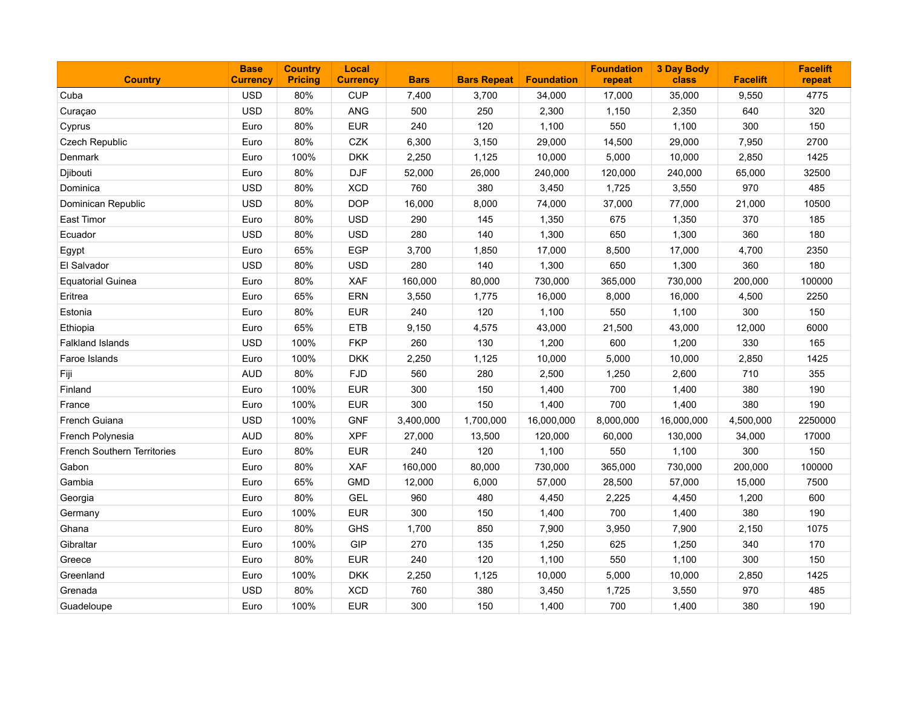| Country | Base Currency | Country Pricing | Local Currency | Bars | Bars Repeat | Foundation | Foundation repeat | 3 Day Body class | Facelift | Facelift repeat |
|---|---|---|---|---|---|---|---|---|---|---|
| Cuba | USD | 80% | CUP | 7,400 | 3,700 | 34,000 | 17,000 | 35,000 | 9,550 | 4775 |
| Curaçao | USD | 80% | ANG | 500 | 250 | 2,300 | 1,150 | 2,350 | 640 | 320 |
| Cyprus | Euro | 80% | EUR | 240 | 120 | 1,100 | 550 | 1,100 | 300 | 150 |
| Czech Republic | Euro | 80% | CZK | 6,300 | 3,150 | 29,000 | 14,500 | 29,000 | 7,950 | 2700 |
| Denmark | Euro | 100% | DKK | 2,250 | 1,125 | 10,000 | 5,000 | 10,000 | 2,850 | 1425 |
| Djibouti | Euro | 80% | DJF | 52,000 | 26,000 | 240,000 | 120,000 | 240,000 | 65,000 | 32500 |
| Dominica | USD | 80% | XCD | 760 | 380 | 3,450 | 1,725 | 3,550 | 970 | 485 |
| Dominican Republic | USD | 80% | DOP | 16,000 | 8,000 | 74,000 | 37,000 | 77,000 | 21,000 | 10500 |
| East Timor | Euro | 80% | USD | 290 | 145 | 1,350 | 675 | 1,350 | 370 | 185 |
| Ecuador | USD | 80% | USD | 280 | 140 | 1,300 | 650 | 1,300 | 360 | 180 |
| Egypt | Euro | 65% | EGP | 3,700 | 1,850 | 17,000 | 8,500 | 17,000 | 4,700 | 2350 |
| El Salvador | USD | 80% | USD | 280 | 140 | 1,300 | 650 | 1,300 | 360 | 180 |
| Equatorial Guinea | Euro | 80% | XAF | 160,000 | 80,000 | 730,000 | 365,000 | 730,000 | 200,000 | 100000 |
| Eritrea | Euro | 65% | ERN | 3,550 | 1,775 | 16,000 | 8,000 | 16,000 | 4,500 | 2250 |
| Estonia | Euro | 80% | EUR | 240 | 120 | 1,100 | 550 | 1,100 | 300 | 150 |
| Ethiopia | Euro | 65% | ETB | 9,150 | 4,575 | 43,000 | 21,500 | 43,000 | 12,000 | 6000 |
| Falkland Islands | USD | 100% | FKP | 260 | 130 | 1,200 | 600 | 1,200 | 330 | 165 |
| Faroe Islands | Euro | 100% | DKK | 2,250 | 1,125 | 10,000 | 5,000 | 10,000 | 2,850 | 1425 |
| Fiji | AUD | 80% | FJD | 560 | 280 | 2,500 | 1,250 | 2,600 | 710 | 355 |
| Finland | Euro | 100% | EUR | 300 | 150 | 1,400 | 700 | 1,400 | 380 | 190 |
| France | Euro | 100% | EUR | 300 | 150 | 1,400 | 700 | 1,400 | 380 | 190 |
| French Guiana | USD | 100% | GNF | 3,400,000 | 1,700,000 | 16,000,000 | 8,000,000 | 16,000,000 | 4,500,000 | 2250000 |
| French Polynesia | AUD | 80% | XPF | 27,000 | 13,500 | 120,000 | 60,000 | 130,000 | 34,000 | 17000 |
| French Southern Territories | Euro | 80% | EUR | 240 | 120 | 1,100 | 550 | 1,100 | 300 | 150 |
| Gabon | Euro | 80% | XAF | 160,000 | 80,000 | 730,000 | 365,000 | 730,000 | 200,000 | 100000 |
| Gambia | Euro | 65% | GMD | 12,000 | 6,000 | 57,000 | 28,500 | 57,000 | 15,000 | 7500 |
| Georgia | Euro | 80% | GEL | 960 | 480 | 4,450 | 2,225 | 4,450 | 1,200 | 600 |
| Germany | Euro | 100% | EUR | 300 | 150 | 1,400 | 700 | 1,400 | 380 | 190 |
| Ghana | Euro | 80% | GHS | 1,700 | 850 | 7,900 | 3,950 | 7,900 | 2,150 | 1075 |
| Gibraltar | Euro | 100% | GIP | 270 | 135 | 1,250 | 625 | 1,250 | 340 | 170 |
| Greece | Euro | 80% | EUR | 240 | 120 | 1,100 | 550 | 1,100 | 300 | 150 |
| Greenland | Euro | 100% | DKK | 2,250 | 1,125 | 10,000 | 5,000 | 10,000 | 2,850 | 1425 |
| Grenada | USD | 80% | XCD | 760 | 380 | 3,450 | 1,725 | 3,550 | 970 | 485 |
| Guadeloupe | Euro | 100% | EUR | 300 | 150 | 1,400 | 700 | 1,400 | 380 | 190 |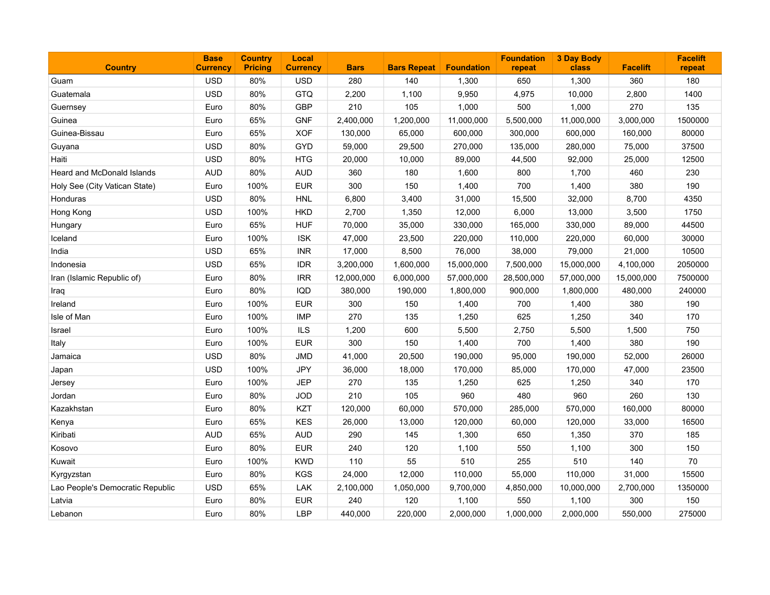| Country | Base Currency | Country Pricing | Local Currency | Bars | Bars Repeat | Foundation | Foundation repeat | 3 Day Body class | Facelift | Facelift repeat |
|---|---|---|---|---|---|---|---|---|---|---|
| Guam | USD | 80% | USD | 280 | 140 | 1,300 | 650 | 1,300 | 360 | 180 |
| Guatemala | USD | 80% | GTQ | 2,200 | 1,100 | 9,950 | 4,975 | 10,000 | 2,800 | 1400 |
| Guernsey | Euro | 80% | GBP | 210 | 105 | 1,000 | 500 | 1,000 | 270 | 135 |
| Guinea | Euro | 65% | GNF | 2,400,000 | 1,200,000 | 11,000,000 | 5,500,000 | 11,000,000 | 3,000,000 | 1500000 |
| Guinea-Bissau | Euro | 65% | XOF | 130,000 | 65,000 | 600,000 | 300,000 | 600,000 | 160,000 | 80000 |
| Guyana | USD | 80% | GYD | 59,000 | 29,500 | 270,000 | 135,000 | 280,000 | 75,000 | 37500 |
| Haiti | USD | 80% | HTG | 20,000 | 10,000 | 89,000 | 44,500 | 92,000 | 25,000 | 12500 |
| Heard and McDonald Islands | AUD | 80% | AUD | 360 | 180 | 1,600 | 800 | 1,700 | 460 | 230 |
| Holy See (City Vatican State) | Euro | 100% | EUR | 300 | 150 | 1,400 | 700 | 1,400 | 380 | 190 |
| Honduras | USD | 80% | HNL | 6,800 | 3,400 | 31,000 | 15,500 | 32,000 | 8,700 | 4350 |
| Hong Kong | USD | 100% | HKD | 2,700 | 1,350 | 12,000 | 6,000 | 13,000 | 3,500 | 1750 |
| Hungary | Euro | 65% | HUF | 70,000 | 35,000 | 330,000 | 165,000 | 330,000 | 89,000 | 44500 |
| Iceland | Euro | 100% | ISK | 47,000 | 23,500 | 220,000 | 110,000 | 220,000 | 60,000 | 30000 |
| India | USD | 65% | INR | 17,000 | 8,500 | 76,000 | 38,000 | 79,000 | 21,000 | 10500 |
| Indonesia | USD | 65% | IDR | 3,200,000 | 1,600,000 | 15,000,000 | 7,500,000 | 15,000,000 | 4,100,000 | 2050000 |
| Iran (Islamic Republic of) | Euro | 80% | IRR | 12,000,000 | 6,000,000 | 57,000,000 | 28,500,000 | 57,000,000 | 15,000,000 | 7500000 |
| Iraq | Euro | 80% | IQD | 380,000 | 190,000 | 1,800,000 | 900,000 | 1,800,000 | 480,000 | 240000 |
| Ireland | Euro | 100% | EUR | 300 | 150 | 1,400 | 700 | 1,400 | 380 | 190 |
| Isle of Man | Euro | 100% | IMP | 270 | 135 | 1,250 | 625 | 1,250 | 340 | 170 |
| Israel | Euro | 100% | ILS | 1,200 | 600 | 5,500 | 2,750 | 5,500 | 1,500 | 750 |
| Italy | Euro | 100% | EUR | 300 | 150 | 1,400 | 700 | 1,400 | 380 | 190 |
| Jamaica | USD | 80% | JMD | 41,000 | 20,500 | 190,000 | 95,000 | 190,000 | 52,000 | 26000 |
| Japan | USD | 100% | JPY | 36,000 | 18,000 | 170,000 | 85,000 | 170,000 | 47,000 | 23500 |
| Jersey | Euro | 100% | JEP | 270 | 135 | 1,250 | 625 | 1,250 | 340 | 170 |
| Jordan | Euro | 80% | JOD | 210 | 105 | 960 | 480 | 960 | 260 | 130 |
| Kazakhstan | Euro | 80% | KZT | 120,000 | 60,000 | 570,000 | 285,000 | 570,000 | 160,000 | 80000 |
| Kenya | Euro | 65% | KES | 26,000 | 13,000 | 120,000 | 60,000 | 120,000 | 33,000 | 16500 |
| Kiribati | AUD | 65% | AUD | 290 | 145 | 1,300 | 650 | 1,350 | 370 | 185 |
| Kosovo | Euro | 80% | EUR | 240 | 120 | 1,100 | 550 | 1,100 | 300 | 150 |
| Kuwait | Euro | 100% | KWD | 110 | 55 | 510 | 255 | 510 | 140 | 70 |
| Kyrgyzstan | Euro | 80% | KGS | 24,000 | 12,000 | 110,000 | 55,000 | 110,000 | 31,000 | 15500 |
| Lao People's Democratic Republic | USD | 65% | LAK | 2,100,000 | 1,050,000 | 9,700,000 | 4,850,000 | 10,000,000 | 2,700,000 | 1350000 |
| Latvia | Euro | 80% | EUR | 240 | 120 | 1,100 | 550 | 1,100 | 300 | 150 |
| Lebanon | Euro | 80% | LBP | 440,000 | 220,000 | 2,000,000 | 1,000,000 | 2,000,000 | 550,000 | 275000 |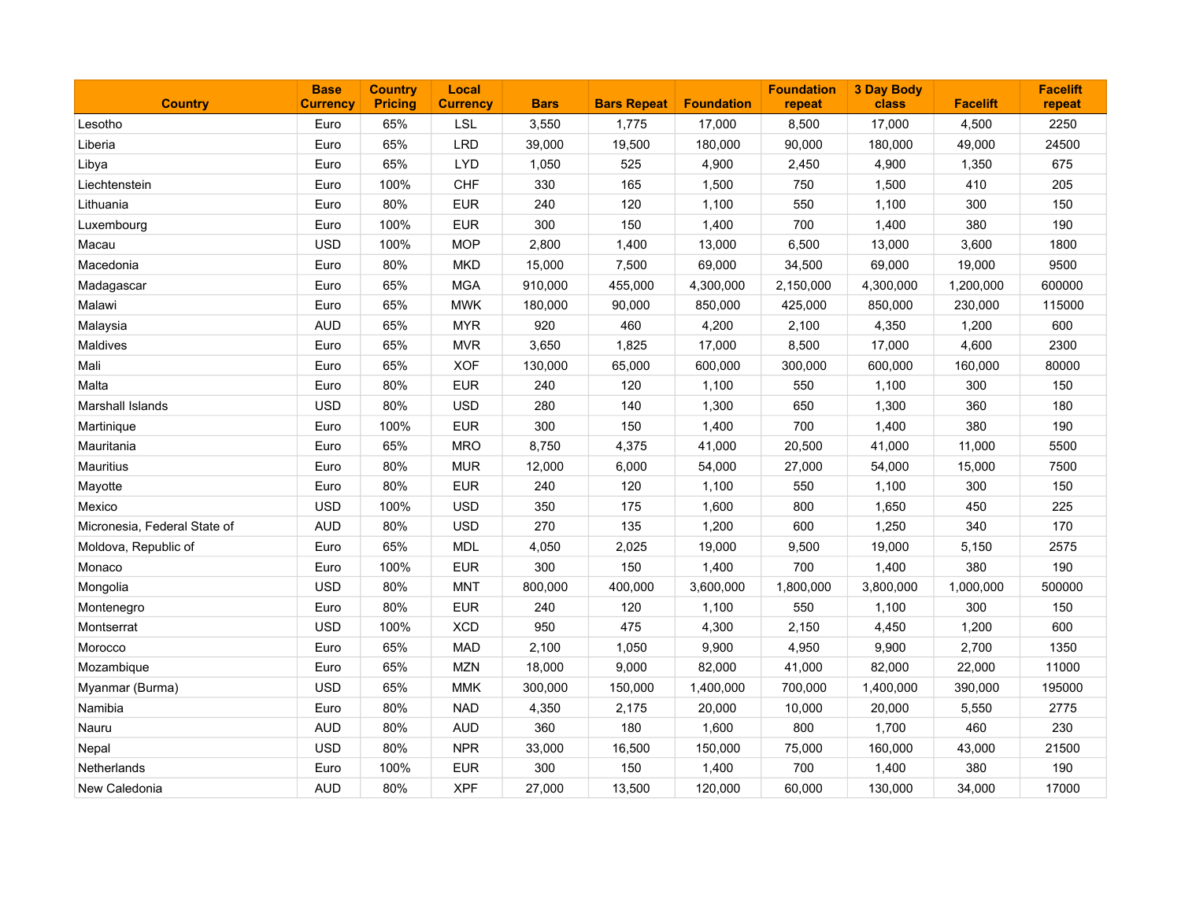| Country | Base Currency | Country Pricing | Local Currency | Bars | Bars Repeat | Foundation | Foundation repeat | 3 Day Body class | Facelift | Facelift repeat |
|---|---|---|---|---|---|---|---|---|---|---|
| Lesotho | Euro | 65% | LSL | 3,550 | 1,775 | 17,000 | 8,500 | 17,000 | 4,500 | 2250 |
| Liberia | Euro | 65% | LRD | 39,000 | 19,500 | 180,000 | 90,000 | 180,000 | 49,000 | 24500 |
| Libya | Euro | 65% | LYD | 1,050 | 525 | 4,900 | 2,450 | 4,900 | 1,350 | 675 |
| Liechtenstein | Euro | 100% | CHF | 330 | 165 | 1,500 | 750 | 1,500 | 410 | 205 |
| Lithuania | Euro | 80% | EUR | 240 | 120 | 1,100 | 550 | 1,100 | 300 | 150 |
| Luxembourg | Euro | 100% | EUR | 300 | 150 | 1,400 | 700 | 1,400 | 380 | 190 |
| Macau | USD | 100% | MOP | 2,800 | 1,400 | 13,000 | 6,500 | 13,000 | 3,600 | 1800 |
| Macedonia | Euro | 80% | MKD | 15,000 | 7,500 | 69,000 | 34,500 | 69,000 | 19,000 | 9500 |
| Madagascar | Euro | 65% | MGA | 910,000 | 455,000 | 4,300,000 | 2,150,000 | 4,300,000 | 1,200,000 | 600000 |
| Malawi | Euro | 65% | MWK | 180,000 | 90,000 | 850,000 | 425,000 | 850,000 | 230,000 | 115000 |
| Malaysia | AUD | 65% | MYR | 920 | 460 | 4,200 | 2,100 | 4,350 | 1,200 | 600 |
| Maldives | Euro | 65% | MVR | 3,650 | 1,825 | 17,000 | 8,500 | 17,000 | 4,600 | 2300 |
| Mali | Euro | 65% | XOF | 130,000 | 65,000 | 600,000 | 300,000 | 600,000 | 160,000 | 80000 |
| Malta | Euro | 80% | EUR | 240 | 120 | 1,100 | 550 | 1,100 | 300 | 150 |
| Marshall Islands | USD | 80% | USD | 280 | 140 | 1,300 | 650 | 1,300 | 360 | 180 |
| Martinique | Euro | 100% | EUR | 300 | 150 | 1,400 | 700 | 1,400 | 380 | 190 |
| Mauritania | Euro | 65% | MRO | 8,750 | 4,375 | 41,000 | 20,500 | 41,000 | 11,000 | 5500 |
| Mauritius | Euro | 80% | MUR | 12,000 | 6,000 | 54,000 | 27,000 | 54,000 | 15,000 | 7500 |
| Mayotte | Euro | 80% | EUR | 240 | 120 | 1,100 | 550 | 1,100 | 300 | 150 |
| Mexico | USD | 100% | USD | 350 | 175 | 1,600 | 800 | 1,650 | 450 | 225 |
| Micronesia, Federal State of | AUD | 80% | USD | 270 | 135 | 1,200 | 600 | 1,250 | 340 | 170 |
| Moldova, Republic of | Euro | 65% | MDL | 4,050 | 2,025 | 19,000 | 9,500 | 19,000 | 5,150 | 2575 |
| Monaco | Euro | 100% | EUR | 300 | 150 | 1,400 | 700 | 1,400 | 380 | 190 |
| Mongolia | USD | 80% | MNT | 800,000 | 400,000 | 3,600,000 | 1,800,000 | 3,800,000 | 1,000,000 | 500000 |
| Montenegro | Euro | 80% | EUR | 240 | 120 | 1,100 | 550 | 1,100 | 300 | 150 |
| Montserrat | USD | 100% | XCD | 950 | 475 | 4,300 | 2,150 | 4,450 | 1,200 | 600 |
| Morocco | Euro | 65% | MAD | 2,100 | 1,050 | 9,900 | 4,950 | 9,900 | 2,700 | 1350 |
| Mozambique | Euro | 65% | MZN | 18,000 | 9,000 | 82,000 | 41,000 | 82,000 | 22,000 | 11000 |
| Myanmar (Burma) | USD | 65% | MMK | 300,000 | 150,000 | 1,400,000 | 700,000 | 1,400,000 | 390,000 | 195000 |
| Namibia | Euro | 80% | NAD | 4,350 | 2,175 | 20,000 | 10,000 | 20,000 | 5,550 | 2775 |
| Nauru | AUD | 80% | AUD | 360 | 180 | 1,600 | 800 | 1,700 | 460 | 230 |
| Nepal | USD | 80% | NPR | 33,000 | 16,500 | 150,000 | 75,000 | 160,000 | 43,000 | 21500 |
| Netherlands | Euro | 100% | EUR | 300 | 150 | 1,400 | 700 | 1,400 | 380 | 190 |
| New Caledonia | AUD | 80% | XPF | 27,000 | 13,500 | 120,000 | 60,000 | 130,000 | 34,000 | 17000 |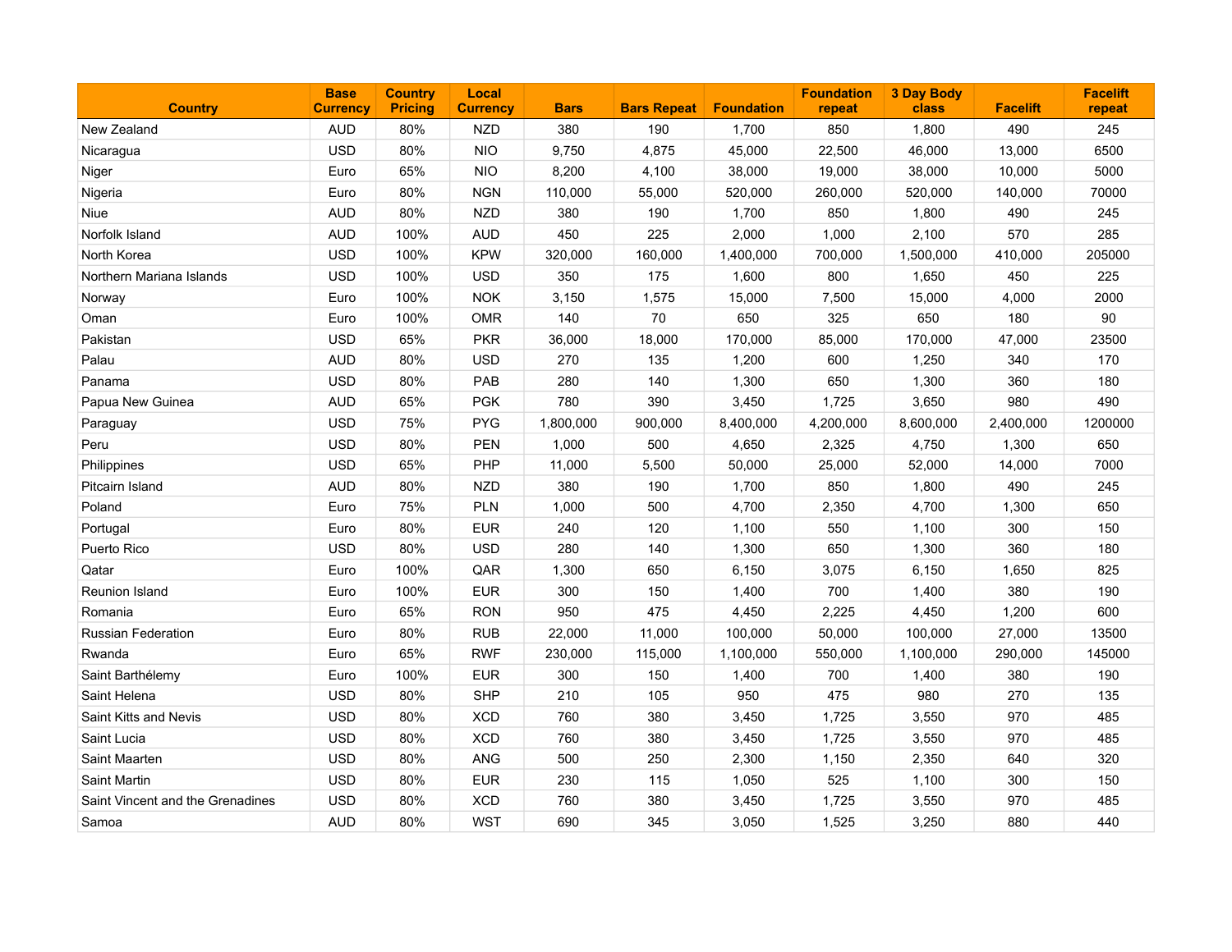| Country | Base Currency | Country Pricing | Local Currency | Bars | Bars Repeat | Foundation | Foundation repeat | 3 Day Body class | Facelift | Facelift repeat |
|---|---|---|---|---|---|---|---|---|---|---|
| New Zealand | AUD | 80% | NZD | 380 | 190 | 1,700 | 850 | 1,800 | 490 | 245 |
| Nicaragua | USD | 80% | NIO | 9,750 | 4,875 | 45,000 | 22,500 | 46,000 | 13,000 | 6500 |
| Niger | Euro | 65% | NIO | 8,200 | 4,100 | 38,000 | 19,000 | 38,000 | 10,000 | 5000 |
| Nigeria | Euro | 80% | NGN | 110,000 | 55,000 | 520,000 | 260,000 | 520,000 | 140,000 | 70000 |
| Niue | AUD | 80% | NZD | 380 | 190 | 1,700 | 850 | 1,800 | 490 | 245 |
| Norfolk Island | AUD | 100% | AUD | 450 | 225 | 2,000 | 1,000 | 2,100 | 570 | 285 |
| North Korea | USD | 100% | KPW | 320,000 | 160,000 | 1,400,000 | 700,000 | 1,500,000 | 410,000 | 205000 |
| Northern Mariana Islands | USD | 100% | USD | 350 | 175 | 1,600 | 800 | 1,650 | 450 | 225 |
| Norway | Euro | 100% | NOK | 3,150 | 1,575 | 15,000 | 7,500 | 15,000 | 4,000 | 2000 |
| Oman | Euro | 100% | OMR | 140 | 70 | 650 | 325 | 650 | 180 | 90 |
| Pakistan | USD | 65% | PKR | 36,000 | 18,000 | 170,000 | 85,000 | 170,000 | 47,000 | 23500 |
| Palau | AUD | 80% | USD | 270 | 135 | 1,200 | 600 | 1,250 | 340 | 170 |
| Panama | USD | 80% | PAB | 280 | 140 | 1,300 | 650 | 1,300 | 360 | 180 |
| Papua New Guinea | AUD | 65% | PGK | 780 | 390 | 3,450 | 1,725 | 3,650 | 980 | 490 |
| Paraguay | USD | 75% | PYG | 1,800,000 | 900,000 | 8,400,000 | 4,200,000 | 8,600,000 | 2,400,000 | 1200000 |
| Peru | USD | 80% | PEN | 1,000 | 500 | 4,650 | 2,325 | 4,750 | 1,300 | 650 |
| Philippines | USD | 65% | PHP | 11,000 | 5,500 | 50,000 | 25,000 | 52,000 | 14,000 | 7000 |
| Pitcairn Island | AUD | 80% | NZD | 380 | 190 | 1,700 | 850 | 1,800 | 490 | 245 |
| Poland | Euro | 75% | PLN | 1,000 | 500 | 4,700 | 2,350 | 4,700 | 1,300 | 650 |
| Portugal | Euro | 80% | EUR | 240 | 120 | 1,100 | 550 | 1,100 | 300 | 150 |
| Puerto Rico | USD | 80% | USD | 280 | 140 | 1,300 | 650 | 1,300 | 360 | 180 |
| Qatar | Euro | 100% | QAR | 1,300 | 650 | 6,150 | 3,075 | 6,150 | 1,650 | 825 |
| Reunion Island | Euro | 100% | EUR | 300 | 150 | 1,400 | 700 | 1,400 | 380 | 190 |
| Romania | Euro | 65% | RON | 950 | 475 | 4,450 | 2,225 | 4,450 | 1,200 | 600 |
| Russian Federation | Euro | 80% | RUB | 22,000 | 11,000 | 100,000 | 50,000 | 100,000 | 27,000 | 13500 |
| Rwanda | Euro | 65% | RWF | 230,000 | 115,000 | 1,100,000 | 550,000 | 1,100,000 | 290,000 | 145000 |
| Saint Barthélemy | Euro | 100% | EUR | 300 | 150 | 1,400 | 700 | 1,400 | 380 | 190 |
| Saint Helena | USD | 80% | SHP | 210 | 105 | 950 | 475 | 980 | 270 | 135 |
| Saint Kitts and Nevis | USD | 80% | XCD | 760 | 380 | 3,450 | 1,725 | 3,550 | 970 | 485 |
| Saint Lucia | USD | 80% | XCD | 760 | 380 | 3,450 | 1,725 | 3,550 | 970 | 485 |
| Saint Maarten | USD | 80% | ANG | 500 | 250 | 2,300 | 1,150 | 2,350 | 640 | 320 |
| Saint Martin | USD | 80% | EUR | 230 | 115 | 1,050 | 525 | 1,100 | 300 | 150 |
| Saint Vincent and the Grenadines | USD | 80% | XCD | 760 | 380 | 3,450 | 1,725 | 3,550 | 970 | 485 |
| Samoa | AUD | 80% | WST | 690 | 345 | 3,050 | 1,525 | 3,250 | 880 | 440 |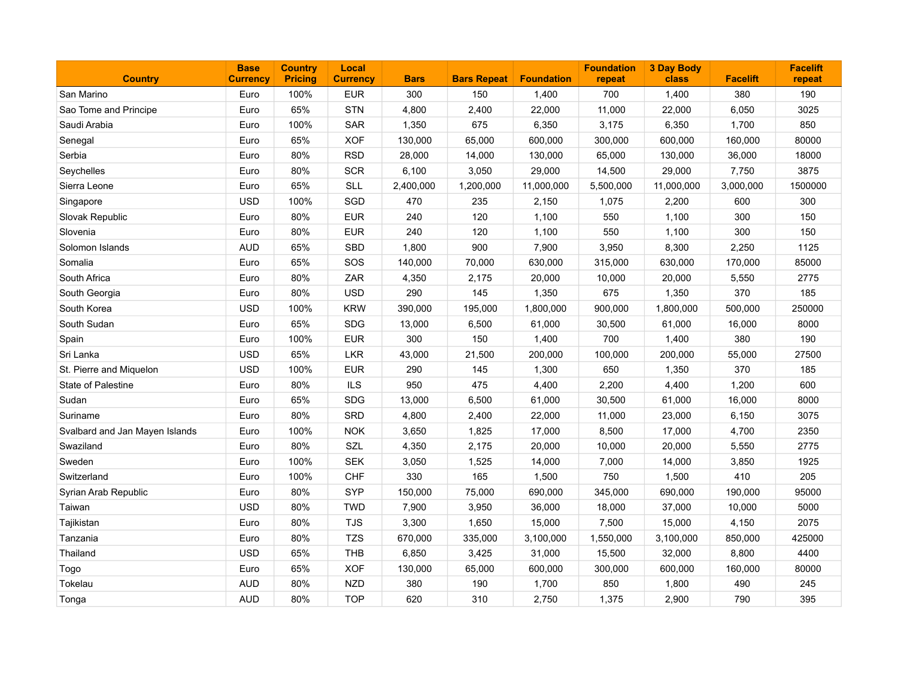| Country | Base Currency | Country Pricing | Local Currency | Bars | Bars Repeat | Foundation | Foundation repeat | 3 Day Body class | Facelift | Facelift repeat |
|---|---|---|---|---|---|---|---|---|---|---|
| San Marino | Euro | 100% | EUR | 300 | 150 | 1,400 | 700 | 1,400 | 380 | 190 |
| Sao Tome and Principe | Euro | 65% | STN | 4,800 | 2,400 | 22,000 | 11,000 | 22,000 | 6,050 | 3025 |
| Saudi Arabia | Euro | 100% | SAR | 1,350 | 675 | 6,350 | 3,175 | 6,350 | 1,700 | 850 |
| Senegal | Euro | 65% | XOF | 130,000 | 65,000 | 600,000 | 300,000 | 600,000 | 160,000 | 80000 |
| Serbia | Euro | 80% | RSD | 28,000 | 14,000 | 130,000 | 65,000 | 130,000 | 36,000 | 18000 |
| Seychelles | Euro | 80% | SCR | 6,100 | 3,050 | 29,000 | 14,500 | 29,000 | 7,750 | 3875 |
| Sierra Leone | Euro | 65% | SLL | 2,400,000 | 1,200,000 | 11,000,000 | 5,500,000 | 11,000,000 | 3,000,000 | 1500000 |
| Singapore | USD | 100% | SGD | 470 | 235 | 2,150 | 1,075 | 2,200 | 600 | 300 |
| Slovak Republic | Euro | 80% | EUR | 240 | 120 | 1,100 | 550 | 1,100 | 300 | 150 |
| Slovenia | Euro | 80% | EUR | 240 | 120 | 1,100 | 550 | 1,100 | 300 | 150 |
| Solomon Islands | AUD | 65% | SBD | 1,800 | 900 | 7,900 | 3,950 | 8,300 | 2,250 | 1125 |
| Somalia | Euro | 65% | SOS | 140,000 | 70,000 | 630,000 | 315,000 | 630,000 | 170,000 | 85000 |
| South Africa | Euro | 80% | ZAR | 4,350 | 2,175 | 20,000 | 10,000 | 20,000 | 5,550 | 2775 |
| South Georgia | Euro | 80% | USD | 290 | 145 | 1,350 | 675 | 1,350 | 370 | 185 |
| South Korea | USD | 100% | KRW | 390,000 | 195,000 | 1,800,000 | 900,000 | 1,800,000 | 500,000 | 250000 |
| South Sudan | Euro | 65% | SDG | 13,000 | 6,500 | 61,000 | 30,500 | 61,000 | 16,000 | 8000 |
| Spain | Euro | 100% | EUR | 300 | 150 | 1,400 | 700 | 1,400 | 380 | 190 |
| Sri Lanka | USD | 65% | LKR | 43,000 | 21,500 | 200,000 | 100,000 | 200,000 | 55,000 | 27500 |
| St. Pierre and Miquelon | USD | 100% | EUR | 290 | 145 | 1,300 | 650 | 1,350 | 370 | 185 |
| State of Palestine | Euro | 80% | ILS | 950 | 475 | 4,400 | 2,200 | 4,400 | 1,200 | 600 |
| Sudan | Euro | 65% | SDG | 13,000 | 6,500 | 61,000 | 30,500 | 61,000 | 16,000 | 8000 |
| Suriname | Euro | 80% | SRD | 4,800 | 2,400 | 22,000 | 11,000 | 23,000 | 6,150 | 3075 |
| Svalbard and Jan Mayen Islands | Euro | 100% | NOK | 3,650 | 1,825 | 17,000 | 8,500 | 17,000 | 4,700 | 2350 |
| Swaziland | Euro | 80% | SZL | 4,350 | 2,175 | 20,000 | 10,000 | 20,000 | 5,550 | 2775 |
| Sweden | Euro | 100% | SEK | 3,050 | 1,525 | 14,000 | 7,000 | 14,000 | 3,850 | 1925 |
| Switzerland | Euro | 100% | CHF | 330 | 165 | 1,500 | 750 | 1,500 | 410 | 205 |
| Syrian Arab Republic | Euro | 80% | SYP | 150,000 | 75,000 | 690,000 | 345,000 | 690,000 | 190,000 | 95000 |
| Taiwan | USD | 80% | TWD | 7,900 | 3,950 | 36,000 | 18,000 | 37,000 | 10,000 | 5000 |
| Tajikistan | Euro | 80% | TJS | 3,300 | 1,650 | 15,000 | 7,500 | 15,000 | 4,150 | 2075 |
| Tanzania | Euro | 80% | TZS | 670,000 | 335,000 | 3,100,000 | 1,550,000 | 3,100,000 | 850,000 | 425000 |
| Thailand | USD | 65% | THB | 6,850 | 3,425 | 31,000 | 15,500 | 32,000 | 8,800 | 4400 |
| Togo | Euro | 65% | XOF | 130,000 | 65,000 | 600,000 | 300,000 | 600,000 | 160,000 | 80000 |
| Tokelau | AUD | 80% | NZD | 380 | 190 | 1,700 | 850 | 1,800 | 490 | 245 |
| Tonga | AUD | 80% | TOP | 620 | 310 | 2,750 | 1,375 | 2,900 | 790 | 395 |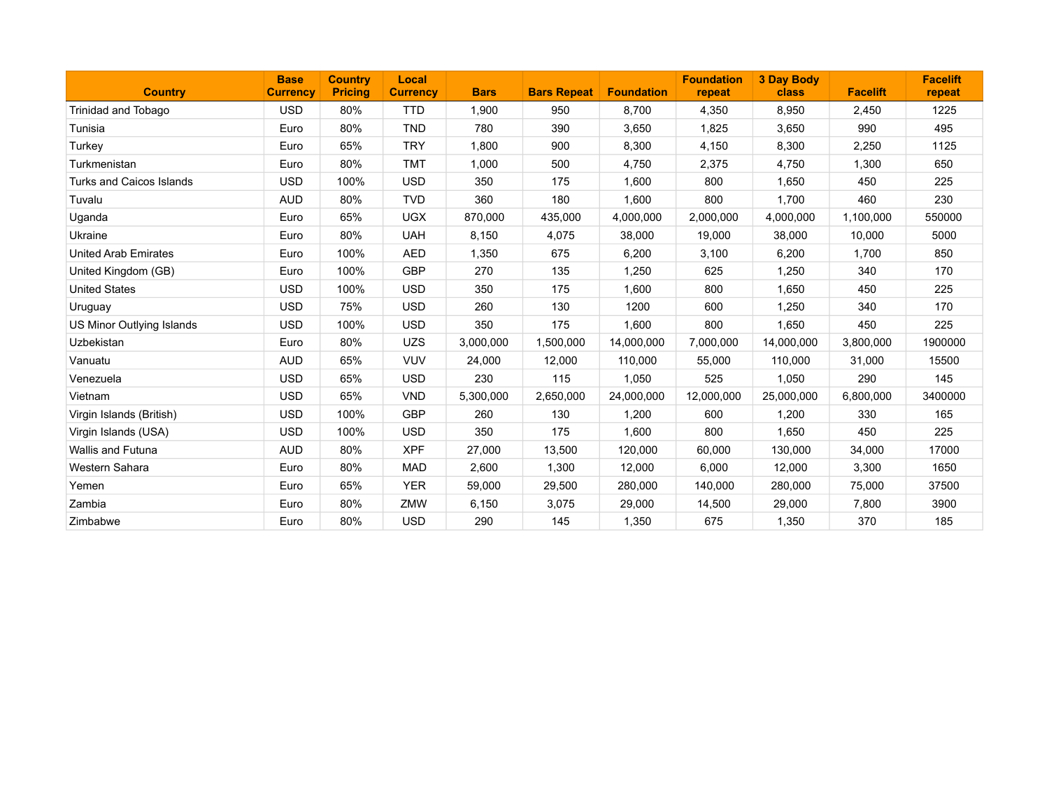| Country | Base Currency | Country Pricing | Local Currency | Bars | Bars Repeat | Foundation | Foundation repeat | 3 Day Body class | Facelift | Facelift repeat |
|---|---|---|---|---|---|---|---|---|---|---|
| Trinidad and Tobago | USD | 80% | TTD | 1,900 | 950 | 8,700 | 4,350 | 8,950 | 2,450 | 1225 |
| Tunisia | Euro | 80% | TND | 780 | 390 | 3,650 | 1,825 | 3,650 | 990 | 495 |
| Turkey | Euro | 65% | TRY | 1,800 | 900 | 8,300 | 4,150 | 8,300 | 2,250 | 1125 |
| Turkmenistan | Euro | 80% | TMT | 1,000 | 500 | 4,750 | 2,375 | 4,750 | 1,300 | 650 |
| Turks and Caicos Islands | USD | 100% | USD | 350 | 175 | 1,600 | 800 | 1,650 | 450 | 225 |
| Tuvalu | AUD | 80% | TVD | 360 | 180 | 1,600 | 800 | 1,700 | 460 | 230 |
| Uganda | Euro | 65% | UGX | 870,000 | 435,000 | 4,000,000 | 2,000,000 | 4,000,000 | 1,100,000 | 550000 |
| Ukraine | Euro | 80% | UAH | 8,150 | 4,075 | 38,000 | 19,000 | 38,000 | 10,000 | 5000 |
| United Arab Emirates | Euro | 100% | AED | 1,350 | 675 | 6,200 | 3,100 | 6,200 | 1,700 | 850 |
| United Kingdom (GB) | Euro | 100% | GBP | 270 | 135 | 1,250 | 625 | 1,250 | 340 | 170 |
| United States | USD | 100% | USD | 350 | 175 | 1,600 | 800 | 1,650 | 450 | 225 |
| Uruguay | USD | 75% | USD | 260 | 130 | 1200 | 600 | 1,250 | 340 | 170 |
| US Minor Outlying Islands | USD | 100% | USD | 350 | 175 | 1,600 | 800 | 1,650 | 450 | 225 |
| Uzbekistan | Euro | 80% | UZS | 3,000,000 | 1,500,000 | 14,000,000 | 7,000,000 | 14,000,000 | 3,800,000 | 1900000 |
| Vanuatu | AUD | 65% | VUV | 24,000 | 12,000 | 110,000 | 55,000 | 110,000 | 31,000 | 15500 |
| Venezuela | USD | 65% | USD | 230 | 115 | 1,050 | 525 | 1,050 | 290 | 145 |
| Vietnam | USD | 65% | VND | 5,300,000 | 2,650,000 | 24,000,000 | 12,000,000 | 25,000,000 | 6,800,000 | 3400000 |
| Virgin Islands (British) | USD | 100% | GBP | 260 | 130 | 1,200 | 600 | 1,200 | 330 | 165 |
| Virgin Islands (USA) | USD | 100% | USD | 350 | 175 | 1,600 | 800 | 1,650 | 450 | 225 |
| Wallis and Futuna | AUD | 80% | XPF | 27,000 | 13,500 | 120,000 | 60,000 | 130,000 | 34,000 | 17000 |
| Western Sahara | Euro | 80% | MAD | 2,600 | 1,300 | 12,000 | 6,000 | 12,000 | 3,300 | 1650 |
| Yemen | Euro | 65% | YER | 59,000 | 29,500 | 280,000 | 140,000 | 280,000 | 75,000 | 37500 |
| Zambia | Euro | 80% | ZMW | 6,150 | 3,075 | 29,000 | 14,500 | 29,000 | 7,800 | 3900 |
| Zimbabwe | Euro | 80% | USD | 290 | 145 | 1,350 | 675 | 1,350 | 370 | 185 |